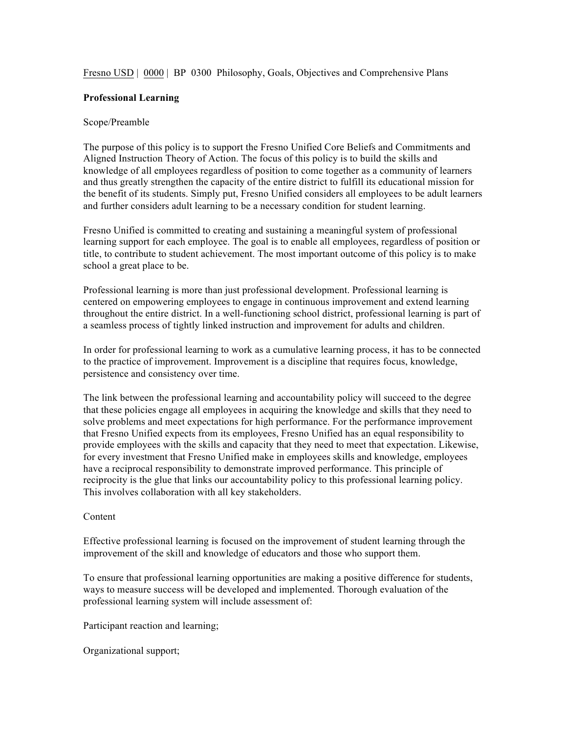Fresno USD | 0000 | BP 0300 Philosophy, Goals, Objectives and Comprehensive Plans

**Professional Learning**

Scope/Preamble

The purpose of this policy is to support the Fresno Unified Core Beliefs and Commitments and Aligned Instruction Theory of Action. The focus of this policy is to build the skills and knowledge of all employees regardless of position to come together as a community of learners and thus greatly strengthen the capacity of the entire district to fulfill its educational mission for the benefit of its students. Simply put, Fresno Unified considers all employees to be adult learners and further considers adult learning to be a necessary condition for student learning.

Fresno Unified is committed to creating and sustaining a meaningful system of professional learning support for each employee. The goal is to enable all employees, regardless of position or title, to contribute to student achievement. The most important outcome of this policy is to make school a great place to be.

Professional learning is more than just professional development. Professional learning is centered on empowering employees to engage in continuous improvement and extend learning throughout the entire district. In a well-functioning school district, professional learning is part of a seamless process of tightly linked instruction and improvement for adults and children.

In order for professional learning to work as a cumulative learning process, it has to be connected to the practice of improvement. Improvement is a discipline that requires focus, knowledge, persistence and consistency over time.

The link between the professional learning and accountability policy will succeed to the degree that these policies engage all employees in acquiring the knowledge and skills that they need to solve problems and meet expectations for high performance. For the performance improvement that Fresno Unified expects from its employees, Fresno Unified has an equal responsibility to provide employees with the skills and capacity that they need to meet that expectation. Likewise, for every investment that Fresno Unified make in employees skills and knowledge, employees have a reciprocal responsibility to demonstrate improved performance. This principle of reciprocity is the glue that links our accountability policy to this professional learning policy. This involves collaboration with all key stakeholders.

Content

Effective professional learning is focused on the improvement of student learning through the improvement of the skill and knowledge of educators and those who support them.

To ensure that professional learning opportunities are making a positive difference for students, ways to measure success will be developed and implemented. Thorough evaluation of the professional learning system will include assessment of:

Participant reaction and learning;

Organizational support;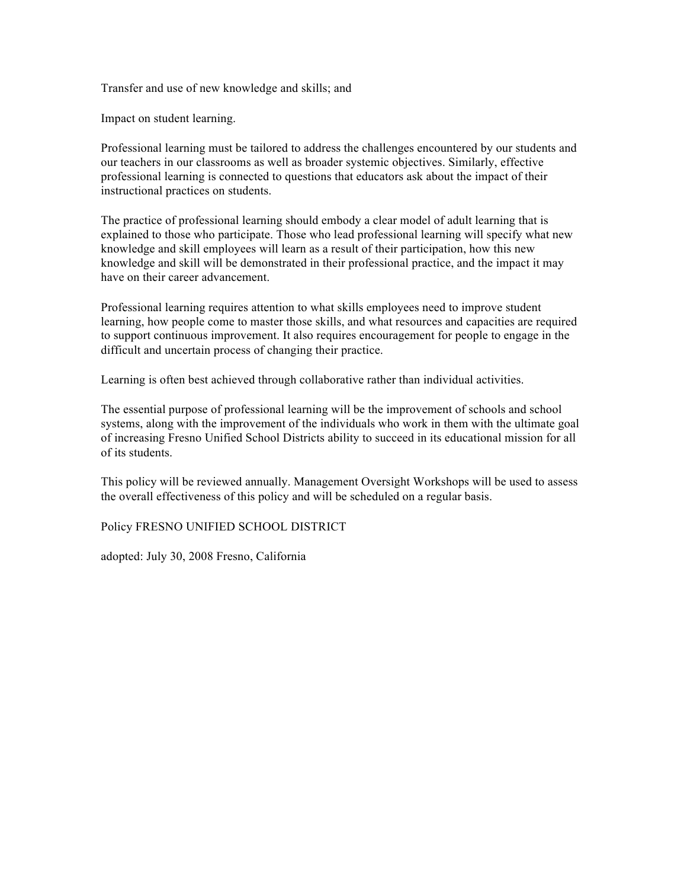Transfer and use of new knowledge and skills; and

Impact on student learning.

Professional learning must be tailored to address the challenges encountered by our students and our teachers in our classrooms as well as broader systemic objectives. Similarly, effective professional learning is connected to questions that educators ask about the impact of their instructional practices on students.

The practice of professional learning should embody a clear model of adult learning that is explained to those who participate. Those who lead professional learning will specify what new knowledge and skill employees will learn as a result of their participation, how this new knowledge and skill will be demonstrated in their professional practice, and the impact it may have on their career advancement.

Professional learning requires attention to what skills employees need to improve student learning, how people come to master those skills, and what resources and capacities are required to support continuous improvement. It also requires encouragement for people to engage in the difficult and uncertain process of changing their practice.

Learning is often best achieved through collaborative rather than individual activities.

The essential purpose of professional learning will be the improvement of schools and school systems, along with the improvement of the individuals who work in them with the ultimate goal of increasing Fresno Unified School Districts ability to succeed in its educational mission for all of its students.

This policy will be reviewed annually. Management Oversight Workshops will be used to assess the overall effectiveness of this policy and will be scheduled on a regular basis.

Policy FRESNO UNIFIED SCHOOL DISTRICT

adopted: July 30, 2008 Fresno, California